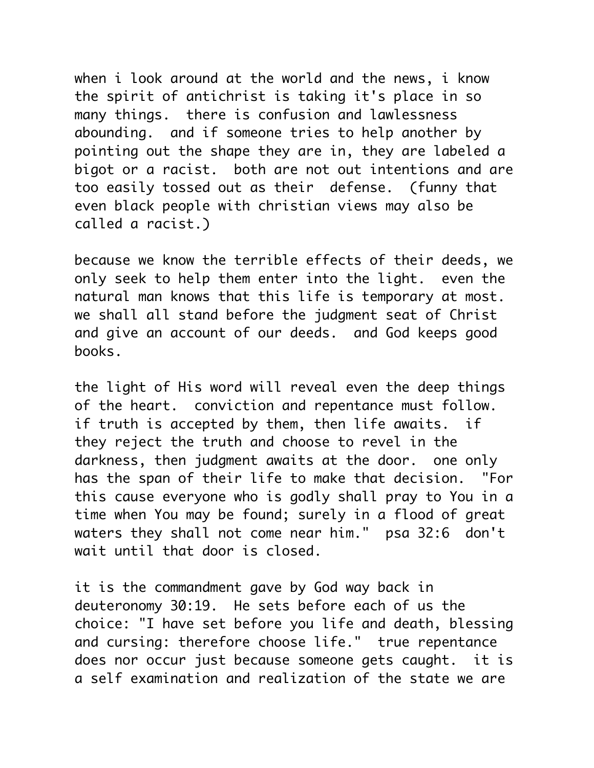when i look around at the world and the news, i know the spirit of antichrist is taking it's place in so many things. there is confusion and lawlessness abounding. and if someone tries to help another by pointing out the shape they are in, they are labeled a bigot or a racist. both are not out intentions and are too easily tossed out as their defense. (funny that even black people with christian views may also be called a racist.)

because we know the terrible effects of their deeds, we only seek to help them enter into the light. even the natural man knows that this life is temporary at most. we shall all stand before the judgment seat of Christ and give an account of our deeds. and God keeps good books.

the light of His word will reveal even the deep things of the heart. conviction and repentance must follow. if truth is accepted by them, then life awaits. if they reject the truth and choose to revel in the darkness, then judgment awaits at the door. one only has the span of their life to make that decision. "For this cause everyone who is godly shall pray to You in a time when You may be found; surely in a flood of great waters they shall not come near him." psa 32:6 don't wait until that door is closed.

it is the commandment gave by God way back in deuteronomy 30:19. He sets before each of us the choice: "I have set before you life and death, blessing and cursing: therefore choose life." true repentance does nor occur just because someone gets caught. it is a self examination and realization of the state we are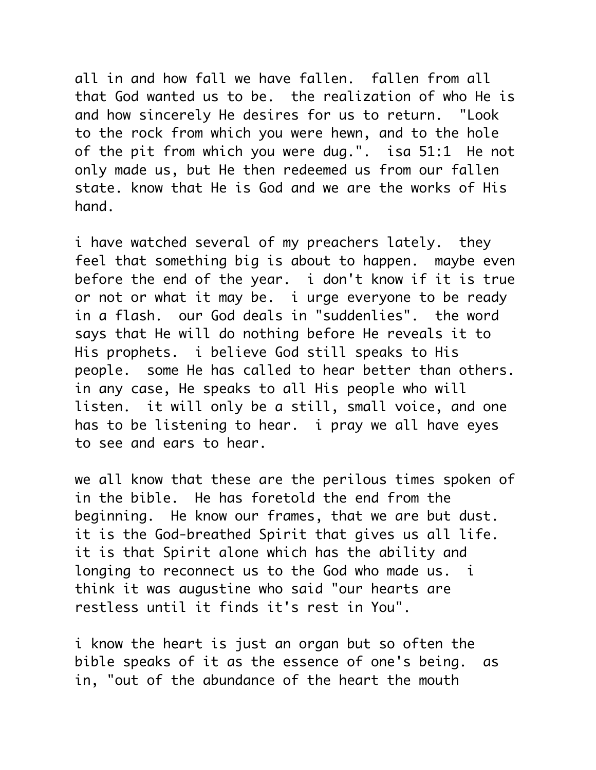all in and how fall we have fallen.  fallen from all that God wanted us to be.  the realization of who He is and how sincerely He desires for us to return.  "Look to the rock from which you were hewn, and to the hole of the pit from which you were dug.".  isa 51:1  He not only made us, but He then redeemed us from our fallen state. know that He is God and we are the works of His hand.

i have watched several of my preachers lately.  they feel that something big is about to happen.  maybe even before the end of the year.  i don't know if it is true or not or what it may be.  i urge everyone to be ready in a flash.  our God deals in "suddenlies".  the word says that He will do nothing before He reveals it to His prophets.  i believe God still speaks to His people.  some He has called to hear better than others.  in any case, He speaks to all His people who will listen.  it will only be a still, small voice, and one has to be listening to hear.  i pray we all have eyes to see and ears to hear.

we all know that these are the perilous times spoken of in the bible.  He has foretold the end from the beginning.  He know our frames, that we are but dust.  it is the God-breathed Spirit that gives us all life.  it is that Spirit alone which has the ability and longing to reconnect us to the God who made us.  i think it was augustine who said "our hearts are restless until it finds it's rest in You".

i know the heart is just an organ but so often the bible speaks of it as the essence of one's being.  as in, "out of the abundance of the heart the mouth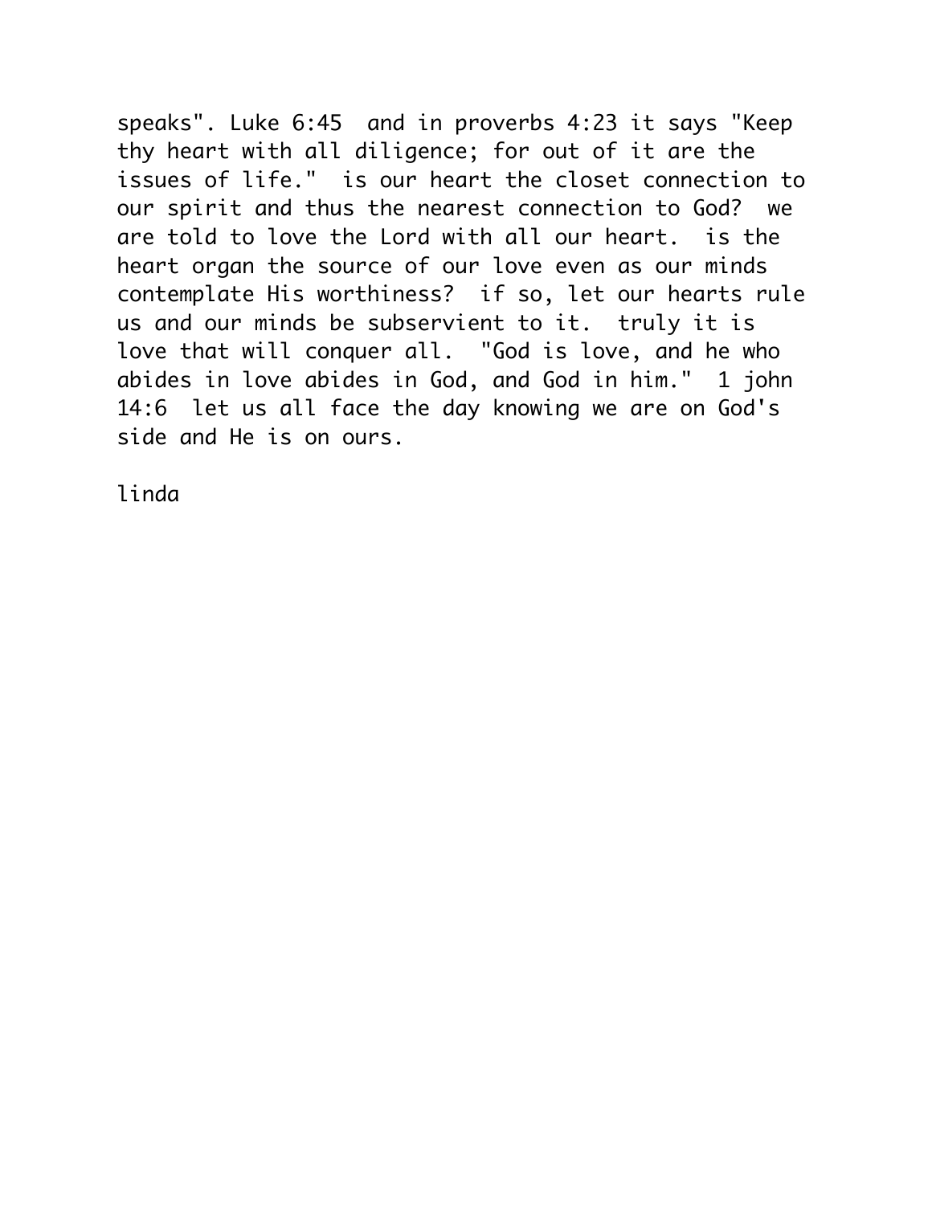speaks". Luke 6:45  and in proverbs 4:23 it says "Keep thy heart with all diligence; for out of it are the issues of life."  is our heart the closet connection to our spirit and thus the nearest connection to God?  we are told to love the Lord with all our heart.  is the heart organ the source of our love even as our minds contemplate His worthiness?  if so, let our hearts rule us and our minds be subservient to it.  truly it is love that will conquer all.  "God is love, and he who abides in love abides in God, and God in him."  1 john 14:6  let us all face the day knowing we are on God's side and He is on ours.

linda